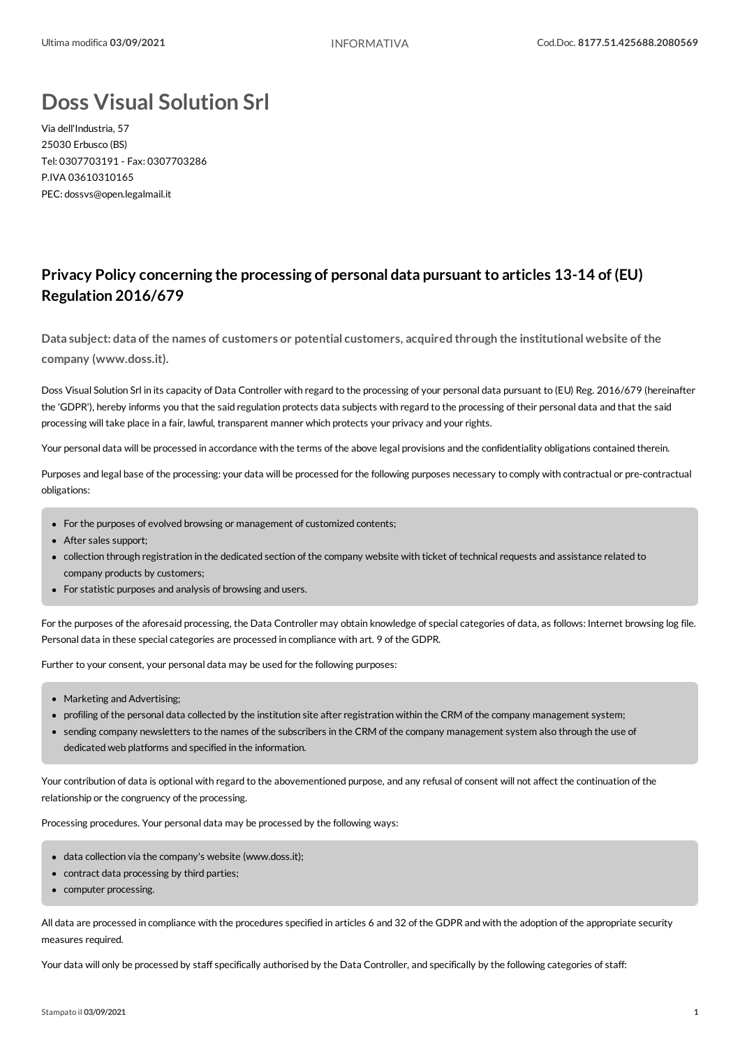# Doss Visual Solution Srl

Via dell'Industria, 57
25030 Erbusco (BS)
Tel: 0307703191 - Fax: 0307703286
P.IVA 03610310165
PEC: dossvs@open.legalmail.it

## Privacy Policy concerning the processing of personal data pursuant to articles 13-14 of (EU) Regulation 2016/679

### Data subject: data of the names of customers or potential customers, acquired through the institutional website of the company (www.doss.it).

Doss Visual Solution Srl in its capacity of Data Controller with regard to the processing of your personal data pursuant to (EU) Reg. 2016/679 (hereinafter the 'GDPR'), hereby informs you that the said regulation protects data subjects with regard to the processing of their personal data and that the said processing will take place in a fair, lawful, transparent manner which protects your privacy and your rights.

Your personal data will be processed in accordance with the terms of the above legal provisions and the confidentiality obligations contained therein.

Purposes and legal base of the processing: your data will be processed for the following purposes necessary to comply with contractual or pre-contractual obligations:

- For the purposes of evolved browsing or management of customized contents;
- After sales support;
- collection through registration in the dedicated section of the company website with ticket of technical requests and assistance related to company products by customers;
- For statistic purposes and analysis of browsing and users.

For the purposes of the aforesaid processing, the Data Controller may obtain knowledge of special categories of data, as follows: Internet browsing log file. Personal data in these special categories are processed in compliance with art. 9 of the GDPR.

Further to your consent, your personal data may be used for the following purposes:

- Marketing and Advertising;
- profiling of the personal data collected by the institution site after registration within the CRM of the company management system;
- sending company newsletters to the names of the subscribers in the CRM of the company management system also through the use of dedicated web platforms and specified in the information.

Your contribution of data is optional with regard to the abovementioned purpose, and any refusal of consent will not affect the continuation of the relationship or the congruency of the processing.

Processing procedures. Your personal data may be processed by the following ways:

- data collection via the company's website (www.doss.it);
- contract data processing by third parties;
- computer processing.

All data are processed in compliance with the procedures specified in articles 6 and 32 of the GDPR and with the adoption of the appropriate security measures required.

Your data will only be processed by staff specifically authorised by the Data Controller, and specifically by the following categories of staff: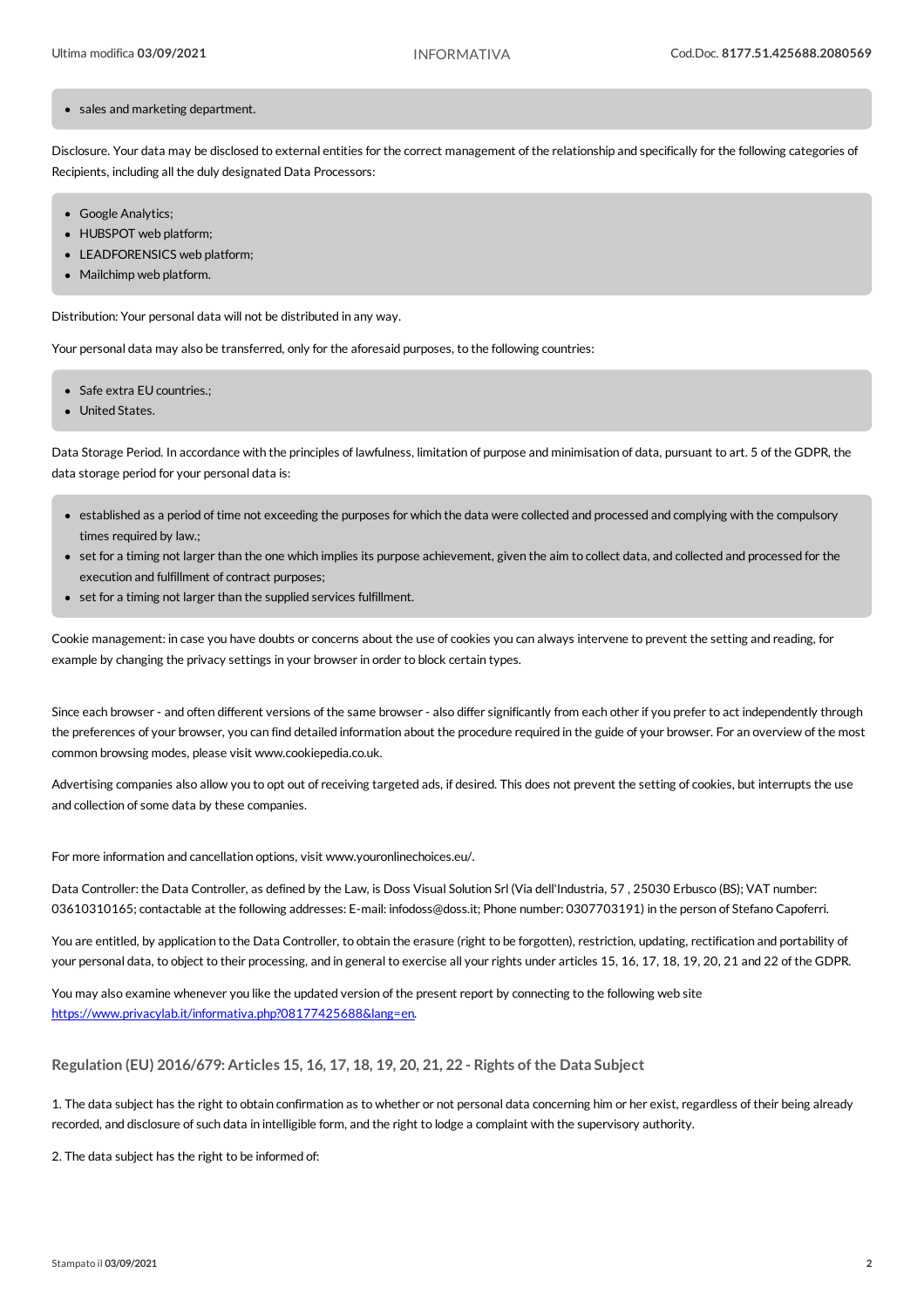- sales and marketing department.

Disclosure. Your data may be disclosed to external entities for the correct management of the relationship and specifically for the following categories of Recipients, including all the duly designated Data Processors:

- Google Analytics;
- HUBSPOT web platform;
- LEADFORENSICS web platform;
- Mailchimp web platform.

Distribution: Your personal data will not be distributed in any way.

Your personal data may also be transferred, only for the aforesaid purposes, to the following countries:

- Safe extra EU countries.;
- United States.

Data Storage Period. In accordance with the principles of lawfulness, limitation of purpose and minimisation of data, pursuant to art. 5 of the GDPR, the data storage period for your personal data is:

- established as a period of time not exceeding the purposes for which the data were collected and processed and complying with the compulsory times required by law.;
- set for a timing not larger than the one which implies its purpose achievement, given the aim to collect data, and collected and processed for the execution and fulfillment of contract purposes;
- set for a timing not larger than the supplied services fulfillment.

Cookie management: in case you have doubts or concerns about the use of cookies you can always intervene to prevent the setting and reading, for example by changing the privacy settings in your browser in order to block certain types.

Since each browser - and often different versions of the same browser - also differ significantly from each other if you prefer to act independently through the preferences of your browser, you can find detailed information about the procedure required in the guide of your browser. For an overview of the most common browsing modes, please visit www.cookiepedia.co.uk.

Advertising companies also allow you to opt out of receiving targeted ads, if desired. This does not prevent the setting of cookies, but interrupts the use and collection of some data by these companies.

For more information and cancellation options, visit www.youronlinechoices.eu/.

Data Controller: the Data Controller, as defined by the Law, is Doss Visual Solution Srl (Via dell'Industria, 57 , 25030 Erbusco (BS); VAT number: 03610310165; contactable at the following addresses: E-mail: infodoss@doss.it; Phone number: 0307703191) in the person of Stefano Capoferri.

You are entitled, by application to the Data Controller, to obtain the erasure (right to be forgotten), restriction, updating, rectification and portability of your personal data, to object to their processing, and in general to exercise all your rights under articles 15, 16, 17, 18, 19, 20, 21 and 22 of the GDPR.

You may also examine whenever you like the updated version of the present report by connecting to the following web site https://www.privacylab.it/informativa.php?08177425688&lang=en.

### Regulation (EU) 2016/679: Articles 15, 16, 17, 18, 19, 20, 21, 22 - Rights of the Data Subject

1. The data subject has the right to obtain confirmation as to whether or not personal data concerning him or her exist, regardless of their being already recorded, and disclosure of such data in intelligible form, and the right to lodge a complaint with the supervisory authority.

2. The data subject has the right to be informed of: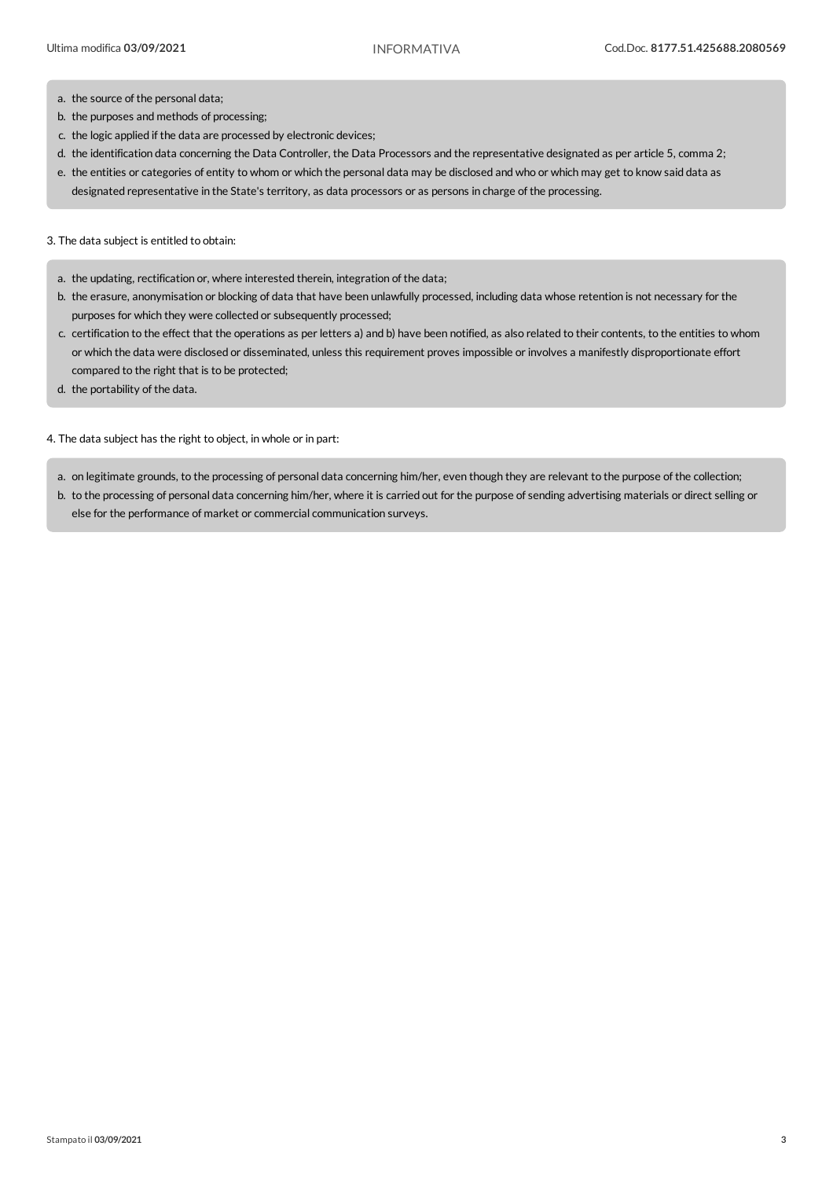a. the source of the personal data;
b. the purposes and methods of processing;
c. the logic applied if the data are processed by electronic devices;
d. the identification data concerning the Data Controller, the Data Processors and the representative designated as per article 5, comma 2;
e. the entities or categories of entity to whom or which the personal data may be disclosed and who or which may get to know said data as designated representative in the State's territory, as data processors or as persons in charge of the processing.

3. The data subject is entitled to obtain:

a. the updating, rectification or, where interested therein, integration of the data;
b. the erasure, anonymisation or blocking of data that have been unlawfully processed, including data whose retention is not necessary for the purposes for which they were collected or subsequently processed;
c. certification to the effect that the operations as per letters a) and b) have been notified, as also related to their contents, to the entities to whom or which the data were disclosed or disseminated, unless this requirement proves impossible or involves a manifestly disproportionate effort compared to the right that is to be protected;
d. the portability of the data.

4. The data subject has the right to object, in whole or in part:

a. on legitimate grounds, to the processing of personal data concerning him/her, even though they are relevant to the purpose of the collection;
b. to the processing of personal data concerning him/her, where it is carried out for the purpose of sending advertising materials or direct selling or else for the performance of market or commercial communication surveys.